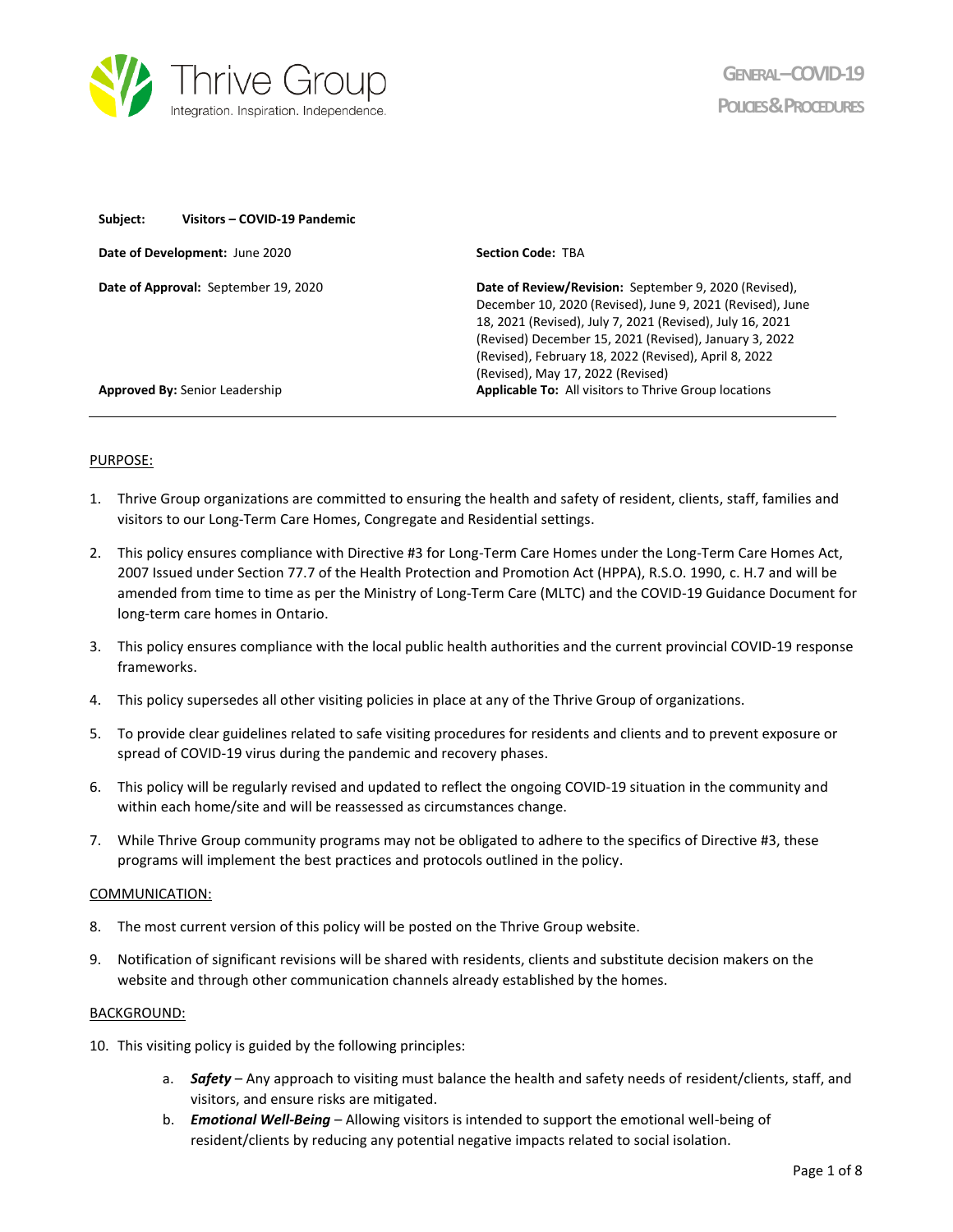Thrive Group

Integration. Inspiration. Independence.

**GENERAL – COVID-19 POLICIES & PROCEDURES**

| | |
|---|---|
| **Subject:** **Visitors – COVID-19 Pandemic** | |
| **Date of Development:** June 2020 | **Section Code:** TBA |
| **Date of Approval:** September 19, 2020 | **Date of Review/Revision:** September 9, 2020 (Revised), December 10, 2020 (Revised), June 9, 2021 (Revised), June 18, 2021 (Revised), July 7, 2021 (Revised), July 16, 2021 (Revised) December 15, 2021 (Revised), January 3, 2022 (Revised), February 18, 2022 (Revised), April 8, 2022 (Revised), May 17, 2022 (Revised) |
| **Approved By:** Senior Leadership | **Applicable To:** All visitors to Thrive Group locations |

## PURPOSE:

1. Thrive Group organizations are committed to ensuring the health and safety of resident, clients, staff, families and visitors to our Long-Term Care Homes, Congregate and Residential settings.
2. This policy ensures compliance with Directive #3 for Long-Term Care Homes under the Long-Term Care Homes Act, 2007 Issued under Section 77.7 of the Health Protection and Promotion Act (HPPA), R.S.O. 1990, c. H.7 and will be amended from time to time as per the Ministry of Long-Term Care (MLTC) and the COVID-19 Guidance Document for long-term care homes in Ontario.
3. This policy ensures compliance with the local public health authorities and the current provincial COVID-19 response frameworks.
4. This policy supersedes all other visiting policies in place at any of the Thrive Group of organizations.
5. To provide clear guidelines related to safe visiting procedures for residents and clients and to prevent exposure or spread of COVID-19 virus during the pandemic and recovery phases.
6. This policy will be regularly revised and updated to reflect the ongoing COVID-19 situation in the community and within each home/site and will be reassessed as circumstances change.
7. While Thrive Group community programs may not be obligated to adhere to the specifics of Directive #3, these programs will implement the best practices and protocols outlined in the policy.

## COMMUNICATION:

8. The most current version of this policy will be posted on the Thrive Group website.
9. Notification of significant revisions will be shared with residents, clients and substitute decision makers on the website and through other communication channels already established by the homes.

## BACKGROUND:

10. This visiting policy is guided by the following principles:
    a. ***Safety*** – Any approach to visiting must balance the health and safety needs of resident/clients, staff, and visitors, and ensure risks are mitigated.
    b. ***Emotional Well-Being*** – Allowing visitors is intended to support the emotional well-being of resident/clients by reducing any potential negative impacts related to social isolation.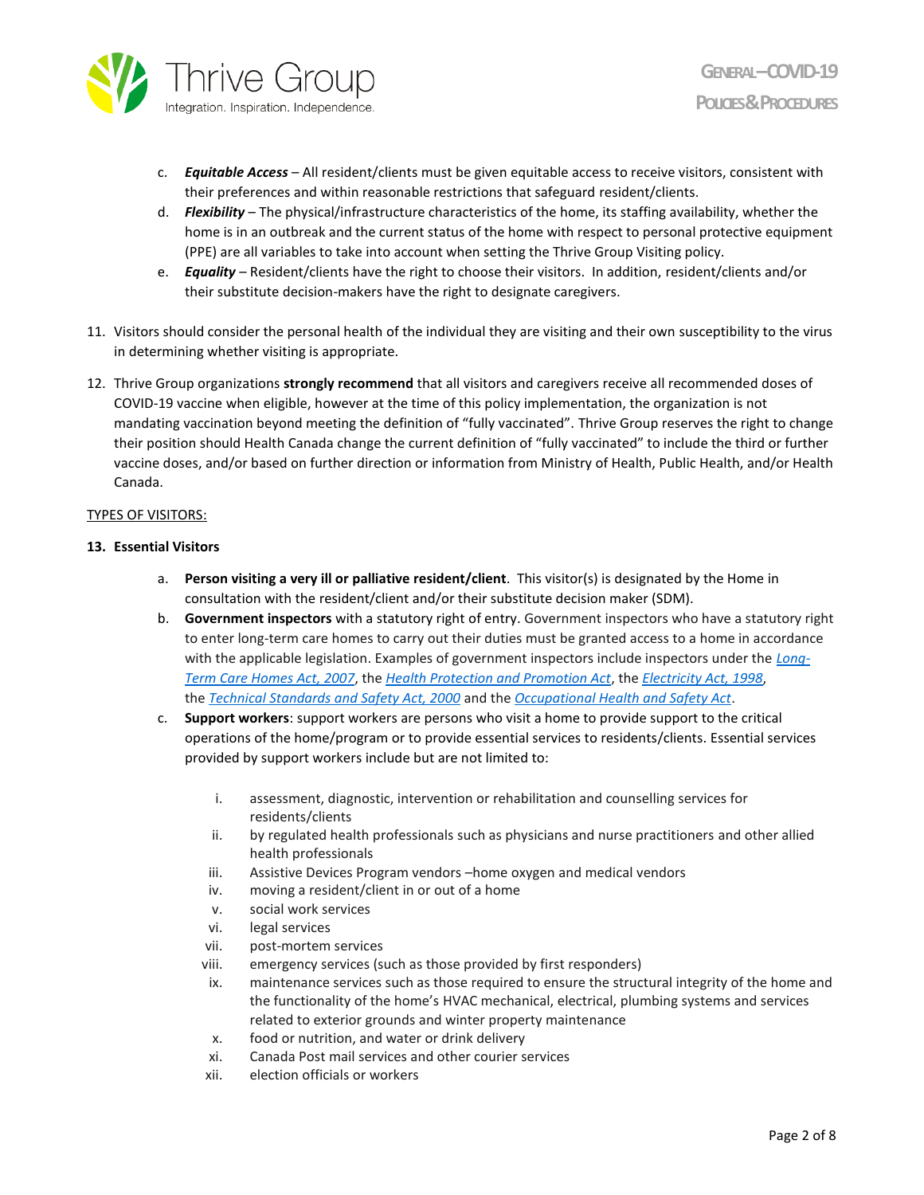c. ***Equitable Access*** – All resident/clients must be given equitable access to receive visitors, consistent with their preferences and within reasonable restrictions that safeguard resident/clients.

d. ***Flexibility*** – The physical/infrastructure characteristics of the home, its staffing availability, whether the home is in an outbreak and the current status of the home with respect to personal protective equipment (PPE) are all variables to take into account when setting the Thrive Group Visiting policy.

e. ***Equality*** – Resident/clients have the right to choose their visitors. In addition, resident/clients and/or their substitute decision-makers have the right to designate caregivers.

11. Visitors should consider the personal health of the individual they are visiting and their own susceptibility to the virus in determining whether visiting is appropriate.

12. Thrive Group organizations **strongly recommend** that all visitors and caregivers receive all recommended doses of COVID-19 vaccine when eligible, however at the time of this policy implementation, the organization is not mandating vaccination beyond meeting the definition of "fully vaccinated". Thrive Group reserves the right to change their position should Health Canada change the current definition of "fully vaccinated" to include the third or further vaccine doses, and/or based on further direction or information from Ministry of Health, Public Health, and/or Health Canada.

<u>TYPES OF VISITORS:</u>

**13. Essential Visitors**

a. **Person visiting a very ill or palliative resident/client**. This visitor(s) is designated by the Home in consultation with the resident/client and/or their substitute decision maker (SDM).

b. **Government inspectors** with a statutory right of entry. Government inspectors who have a statutory right to enter long-term care homes to carry out their duties must be granted access to a home in accordance with the applicable legislation. Examples of government inspectors include inspectors under the *Long-Term Care Homes Act, 2007*, the *Health Protection and Promotion Act*, the *Electricity Act, 1998*, the *Technical Standards and Safety Act, 2000* and the *Occupational Health and Safety Act*.

c. **Support workers**: support workers are persons who visit a home to provide support to the critical operations of the home/program or to provide essential services to residents/clients. Essential services provided by support workers include but are not limited to:

   i. assessment, diagnostic, intervention or rehabilitation and counselling services for residents/clients
   ii. by regulated health professionals such as physicians and nurse practitioners and other allied health professionals
   iii. Assistive Devices Program vendors –home oxygen and medical vendors
   iv. moving a resident/client in or out of a home
   v. social work services
   vi. legal services
   vii. post-mortem services
   viii. emergency services (such as those provided by first responders)
   ix. maintenance services such as those required to ensure the structural integrity of the home and the functionality of the home's HVAC mechanical, electrical, plumbing systems and services related to exterior grounds and winter property maintenance
   x. food or nutrition, and water or drink delivery
   xi. Canada Post mail services and other courier services
   xii. election officials or workers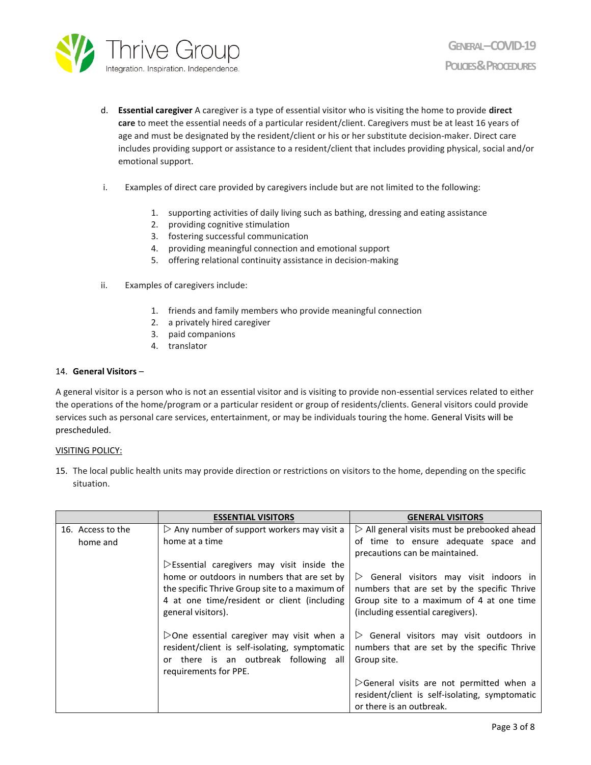d. **Essential caregiver** A caregiver is a type of essential visitor who is visiting the home to provide **direct care** to meet the essential needs of a particular resident/client. Caregivers must be at least 16 years of age and must be designated by the resident/client or his or her substitute decision-maker. Direct care includes providing support or assistance to a resident/client that includes providing physical, social and/or emotional support.

i. Examples of direct care provided by caregivers include but are not limited to the following:

1. supporting activities of daily living such as bathing, dressing and eating assistance
2. providing cognitive stimulation
3. fostering successful communication
4. providing meaningful connection and emotional support
5. offering relational continuity assistance in decision-making

ii. Examples of caregivers include:

1. friends and family members who provide meaningful connection
2. a privately hired caregiver
3. paid companions
4. translator

14. **General Visitors** –

A general visitor is a person who is not an essential visitor and is visiting to provide non-essential services related to either the operations of the home/program or a particular resident or group of residents/clients. General visitors could provide services such as personal care services, entertainment, or may be individuals touring the home. General Visits will be prescheduled.

<u>VISITING POLICY:</u>

15. The local public health units may provide direction or restrictions on visitors to the home, depending on the specific situation.

| | **ESSENTIAL VISITORS** | **GENERAL VISITORS** |
|---|---|---|
| 16. Access to the home and | ▷ Any number of support workers may visit a home at a time<br><br>▷Essential caregivers may visit inside the home or outdoors in numbers that are set by the specific Thrive Group site to a maximum of 4 at one time/resident or client (including general visitors).<br><br>▷One essential caregiver may visit when a resident/client is self-isolating, symptomatic or there is an outbreak following all requirements for PPE. | ▷ All general visits must be prebooked ahead of time to ensure adequate space and precautions can be maintained.<br><br>▷ General visitors may visit indoors in numbers that are set by the specific Thrive Group site to a maximum of 4 at one time (including essential caregivers).<br><br>▷ General visitors may visit outdoors in numbers that are set by the specific Thrive Group site.<br><br>▷General visits are not permitted when a resident/client is self-isolating, symptomatic or there is an outbreak. |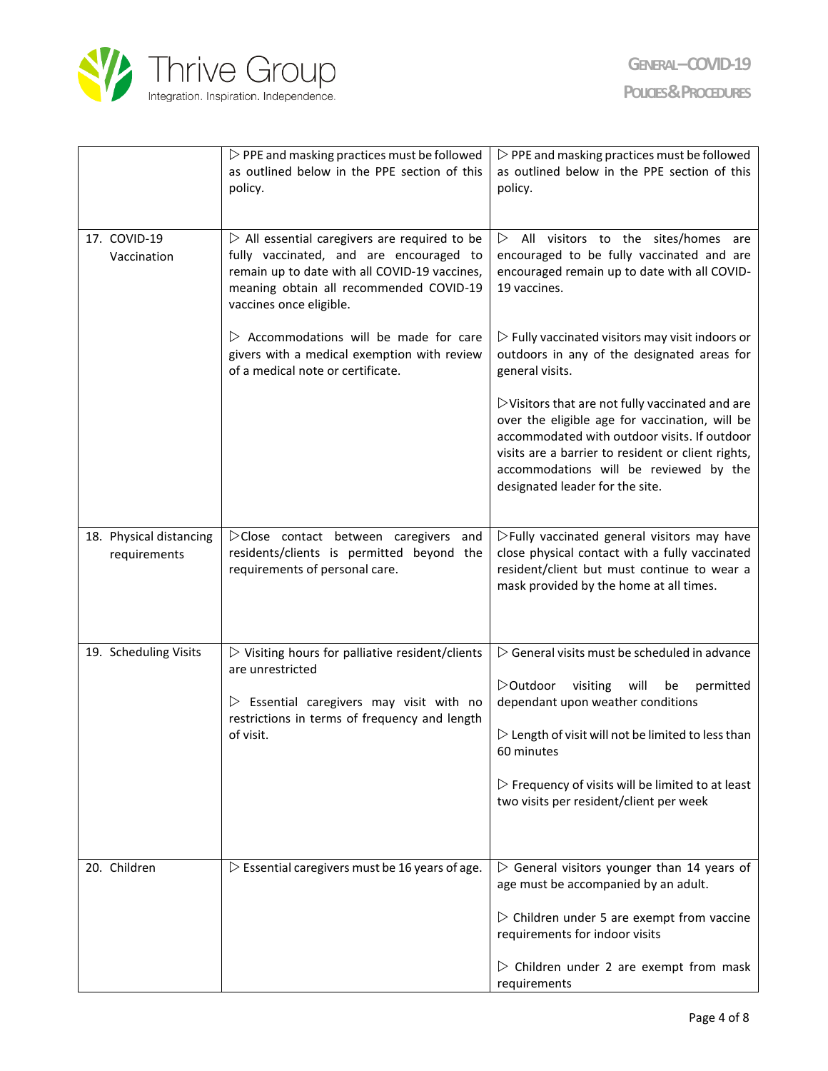| | | |
|---|---|---|
| | ▷ PPE and masking practices must be followed as outlined below in the PPE section of this policy. | ▷ PPE and masking practices must be followed as outlined below in the PPE section of this policy. |
| 17. COVID-19 Vaccination | ▷ All essential caregivers are required to be fully vaccinated, and are encouraged to remain up to date with all COVID-19 vaccines, meaning obtain all recommended COVID-19 vaccines once eligible.<br><br>▷ Accommodations will be made for care givers with a medical exemption with review of a medical note or certificate. | ▷ All visitors to the sites/homes are encouraged to be fully vaccinated and are encouraged remain up to date with all COVID-19 vaccines.<br><br>▷ Fully vaccinated visitors may visit indoors or outdoors in any of the designated areas for general visits.<br><br>▷Visitors that are not fully vaccinated and are over the eligible age for vaccination, will be accommodated with outdoor visits. If outdoor visits are a barrier to resident or client rights, accommodations will be reviewed by the designated leader for the site. |
| 18. Physical distancing requirements | ▷Close contact between caregivers and residents/clients is permitted beyond the requirements of personal care. | ▷Fully vaccinated general visitors may have close physical contact with a fully vaccinated resident/client but must continue to wear a mask provided by the home at all times. |
| 19. Scheduling Visits | ▷ Visiting hours for palliative resident/clients are unrestricted<br><br>▷ Essential caregivers may visit with no restrictions in terms of frequency and length of visit. | ▷ General visits must be scheduled in advance<br><br>▷Outdoor visiting will be permitted dependant upon weather conditions<br><br>▷ Length of visit will not be limited to less than 60 minutes<br><br>▷ Frequency of visits will be limited to at least two visits per resident/client per week |
| 20. Children | ▷ Essential caregivers must be 16 years of age. | ▷ General visitors younger than 14 years of age must be accompanied by an adult.<br><br>▷ Children under 5 are exempt from vaccine requirements for indoor visits<br><br>▷ Children under 2 are exempt from mask requirements |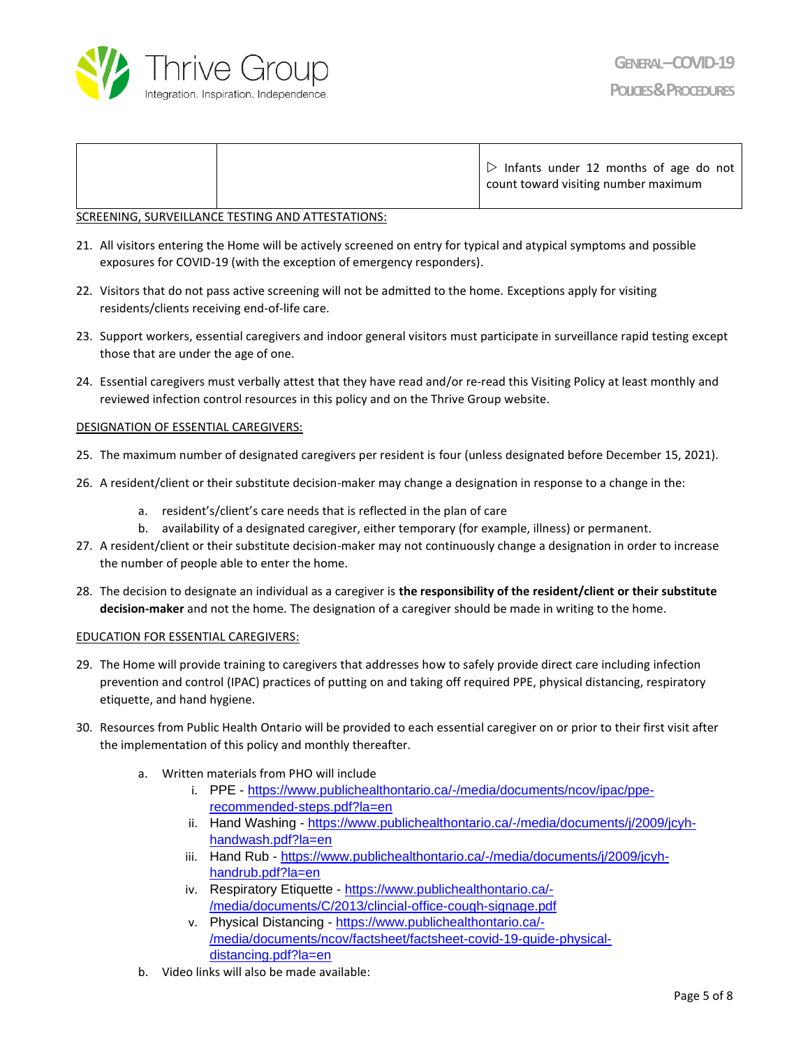| | | ▷ Infants under 12 months of age do not count toward visiting number maximum |
|---|---|---|

SCREENING, SURVEILLANCE TESTING AND ATTESTATIONS:

21. All visitors entering the Home will be actively screened on entry for typical and atypical symptoms and possible exposures for COVID-19 (with the exception of emergency responders).

22. Visitors that do not pass active screening will not be admitted to the home. Exceptions apply for visiting residents/clients receiving end-of-life care.

23. Support workers, essential caregivers and indoor general visitors must participate in surveillance rapid testing except those that are under the age of one.

24. Essential caregivers must verbally attest that they have read and/or re-read this Visiting Policy at least monthly and reviewed infection control resources in this policy and on the Thrive Group website.

DESIGNATION OF ESSENTIAL CAREGIVERS:

25. The maximum number of designated caregivers per resident is four (unless designated before December 15, 2021).

26. A resident/client or their substitute decision-maker may change a designation in response to a change in the:
    a. resident's/client's care needs that is reflected in the plan of care
    b. availability of a designated caregiver, either temporary (for example, illness) or permanent.

27. A resident/client or their substitute decision-maker may not continuously change a designation in order to increase the number of people able to enter the home.

28. The decision to designate an individual as a caregiver is **the responsibility of the resident/client or their substitute decision-maker** and not the home. The designation of a caregiver should be made in writing to the home.

EDUCATION FOR ESSENTIAL CAREGIVERS:

29. The Home will provide training to caregivers that addresses how to safely provide direct care including infection prevention and control (IPAC) practices of putting on and taking off required PPE, physical distancing, respiratory etiquette, and hand hygiene.

30. Resources from Public Health Ontario will be provided to each essential caregiver on or prior to their first visit after the implementation of this policy and monthly thereafter.
    a. Written materials from PHO will include
        i. PPE - https://www.publichealthontario.ca/-/media/documents/ncov/ipac/ppe-recommended-steps.pdf?la=en
        ii. Hand Washing - https://www.publichealthontario.ca/-/media/documents/j/2009/jcyh-handwash.pdf?la=en
        iii. Hand Rub - https://www.publichealthontario.ca/-/media/documents/j/2009/jcyh-handrub.pdf?la=en
        iv. Respiratory Etiquette - https://www.publichealthontario.ca/-/media/documents/C/2013/clincial-office-cough-signage.pdf
        v. Physical Distancing - https://www.publichealthontario.ca/-/media/documents/ncov/factsheet/factsheet-covid-19-guide-physical-distancing.pdf?la=en
    b. Video links will also be made available: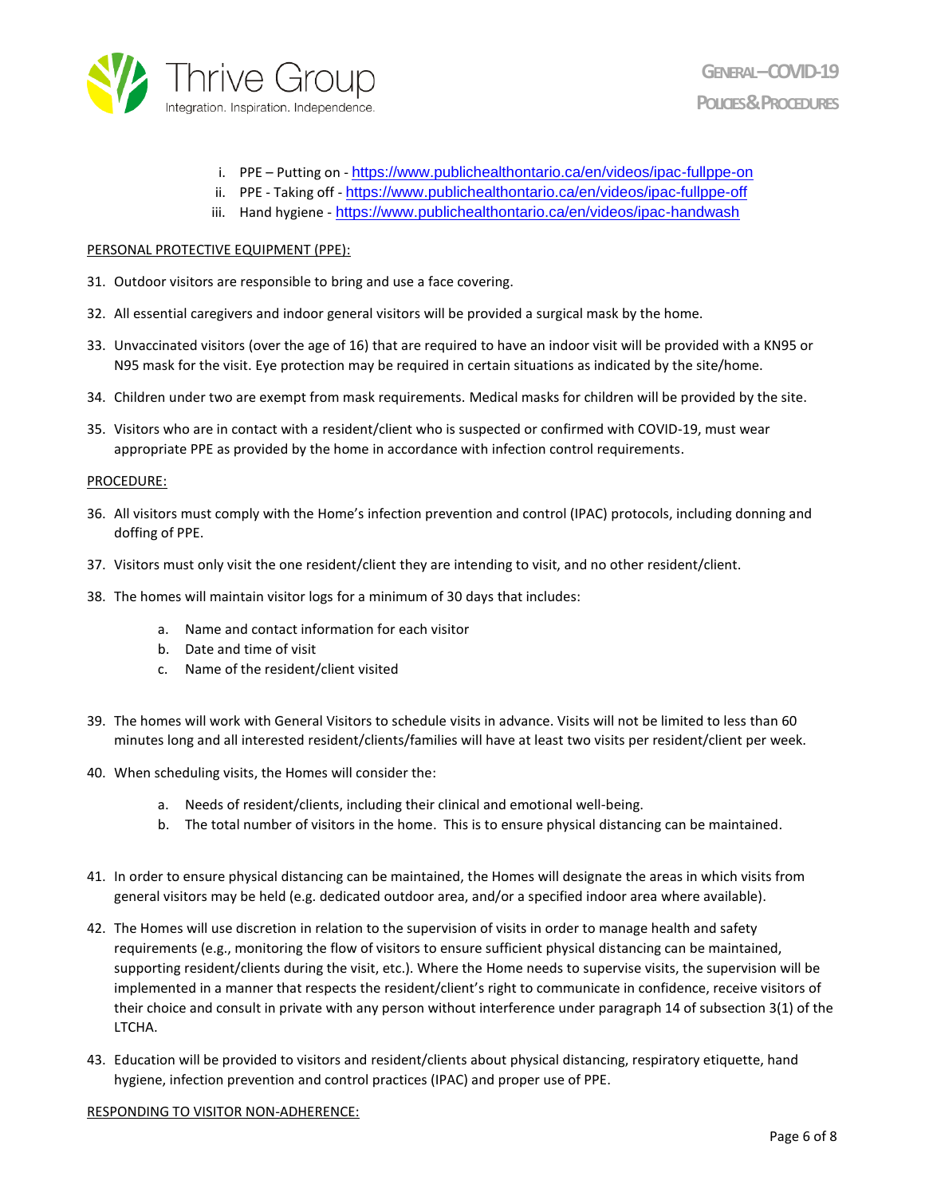i. PPE – Putting on - https://www.publichealthontario.ca/en/videos/ipac-fullppe-on
ii. PPE - Taking off - https://www.publichealthontario.ca/en/videos/ipac-fullppe-off
iii. Hand hygiene - https://www.publichealthontario.ca/en/videos/ipac-handwash

PERSONAL PROTECTIVE EQUIPMENT (PPE):

31. Outdoor visitors are responsible to bring and use a face covering.

32. All essential caregivers and indoor general visitors will be provided a surgical mask by the home.

33. Unvaccinated visitors (over the age of 16) that are required to have an indoor visit will be provided with a KN95 or N95 mask for the visit. Eye protection may be required in certain situations as indicated by the site/home.

34. Children under two are exempt from mask requirements. Medical masks for children will be provided by the site.

35. Visitors who are in contact with a resident/client who is suspected or confirmed with COVID-19, must wear appropriate PPE as provided by the home in accordance with infection control requirements.

PROCEDURE:

36. All visitors must comply with the Home's infection prevention and control (IPAC) protocols, including donning and doffing of PPE.

37. Visitors must only visit the one resident/client they are intending to visit, and no other resident/client.

38. The homes will maintain visitor logs for a minimum of 30 days that includes:

    a. Name and contact information for each visitor
    b. Date and time of visit
    c. Name of the resident/client visited

39. The homes will work with General Visitors to schedule visits in advance. Visits will not be limited to less than 60 minutes long and all interested resident/clients/families will have at least two visits per resident/client per week.

40. When scheduling visits, the Homes will consider the:

    a. Needs of resident/clients, including their clinical and emotional well-being.
    b. The total number of visitors in the home. This is to ensure physical distancing can be maintained.

41. In order to ensure physical distancing can be maintained, the Homes will designate the areas in which visits from general visitors may be held (e.g. dedicated outdoor area, and/or a specified indoor area where available).

42. The Homes will use discretion in relation to the supervision of visits in order to manage health and safety requirements (e.g., monitoring the flow of visitors to ensure sufficient physical distancing can be maintained, supporting resident/clients during the visit, etc.). Where the Home needs to supervise visits, the supervision will be implemented in a manner that respects the resident/client's right to communicate in confidence, receive visitors of their choice and consult in private with any person without interference under paragraph 14 of subsection 3(1) of the LTCHA.

43. Education will be provided to visitors and resident/clients about physical distancing, respiratory etiquette, hand hygiene, infection prevention and control practices (IPAC) and proper use of PPE.

RESPONDING TO VISITOR NON-ADHERENCE: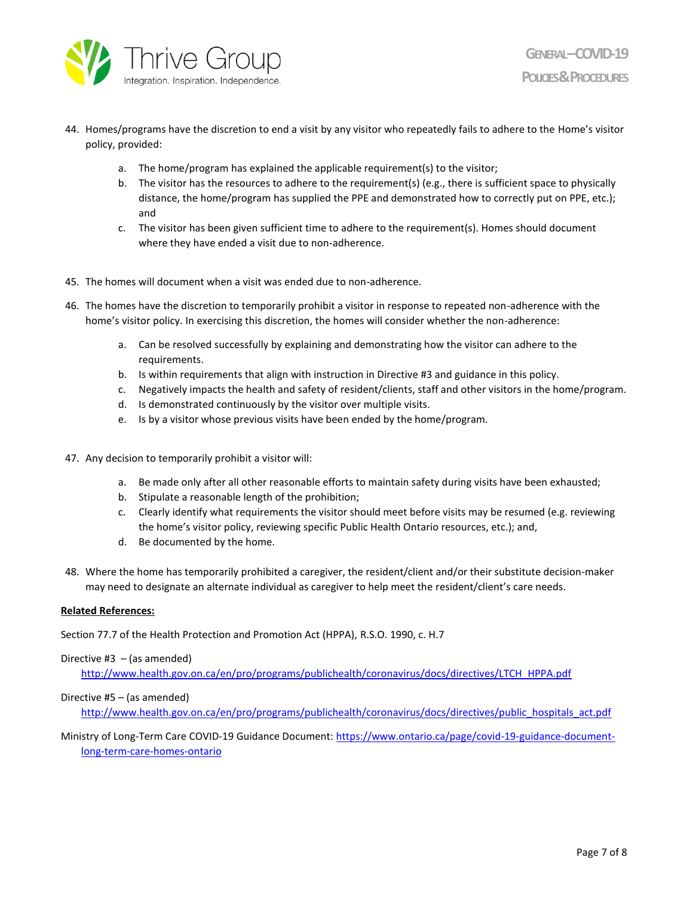44. Homes/programs have the discretion to end a visit by any visitor who repeatedly fails to adhere to the Home's visitor policy, provided:

    a. The home/program has explained the applicable requirement(s) to the visitor;
    b. The visitor has the resources to adhere to the requirement(s) (e.g., there is sufficient space to physically distance, the home/program has supplied the PPE and demonstrated how to correctly put on PPE, etc.); and
    c. The visitor has been given sufficient time to adhere to the requirement(s). Homes should document where they have ended a visit due to non-adherence.

45. The homes will document when a visit was ended due to non-adherence.

46. The homes have the discretion to temporarily prohibit a visitor in response to repeated non-adherence with the home's visitor policy. In exercising this discretion, the homes will consider whether the non-adherence:

    a. Can be resolved successfully by explaining and demonstrating how the visitor can adhere to the requirements.
    b. Is within requirements that align with instruction in Directive #3 and guidance in this policy.
    c. Negatively impacts the health and safety of resident/clients, staff and other visitors in the home/program.
    d. Is demonstrated continuously by the visitor over multiple visits.
    e. Is by a visitor whose previous visits have been ended by the home/program.

47. Any decision to temporarily prohibit a visitor will:

    a. Be made only after all other reasonable efforts to maintain safety during visits have been exhausted;
    b. Stipulate a reasonable length of the prohibition;
    c. Clearly identify what requirements the visitor should meet before visits may be resumed (e.g. reviewing the home's visitor policy, reviewing specific Public Health Ontario resources, etc.); and,
    d. Be documented by the home.

48. Where the home has temporarily prohibited a caregiver, the resident/client and/or their substitute decision-maker may need to designate an alternate individual as caregiver to help meet the resident/client's care needs.

**<u>Related References:</u>**

Section 77.7 of the Health Protection and Promotion Act (HPPA), R.S.O. 1990, c. H.7

Directive #3 – (as amended)
http://www.health.gov.on.ca/en/pro/programs/publichealth/coronavirus/docs/directives/LTCH_HPPA.pdf

Directive #5 – (as amended)
http://www.health.gov.on.ca/en/pro/programs/publichealth/coronavirus/docs/directives/public_hospitals_act.pdf

Ministry of Long-Term Care COVID-19 Guidance Document: https://www.ontario.ca/page/covid-19-guidance-document-long-term-care-homes-ontario